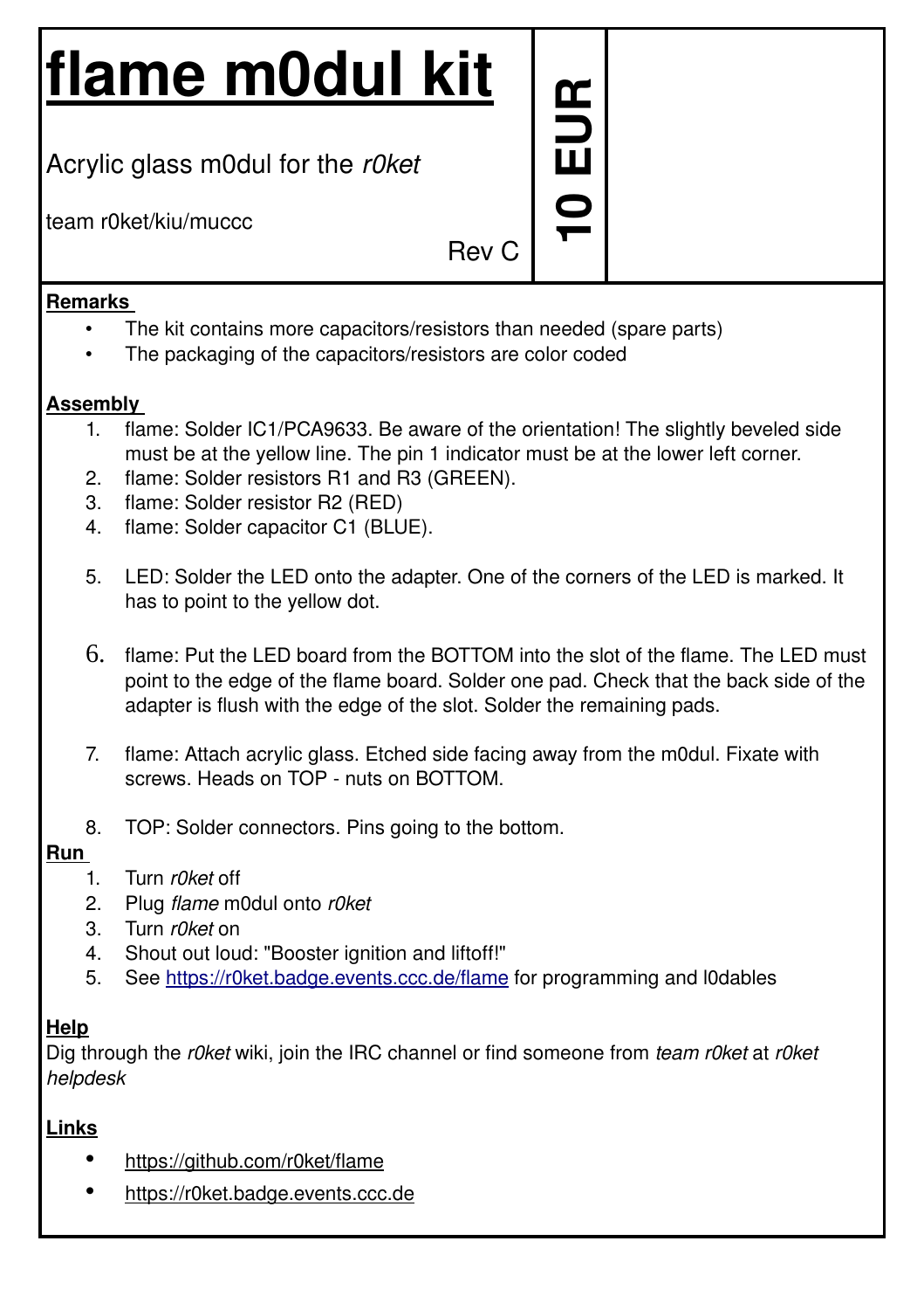# flame m0dul kit

Acrylic glass m0dul for the *r0ket*

team r0ket/kiu/muccc

Rev C

**10 EUR**

**Remarks**

- The kit contains more capacitors/resistors than needed (spare parts)
- The packaging of the capacitors/resistors are color coded

**Assembly**

1. flame: Solder IC1/PCA9633. Be aware of the orientation! The slightly beveled side must be at the yellow line. The pin 1 indicator must be at the lower left corner.
2. flame: Solder resistors R1 and R3 (GREEN).
3. flame: Solder resistor R2 (RED)
4. flame: Solder capacitor C1 (BLUE).
5. LED: Solder the LED onto the adapter. One of the corners of the LED is marked. It has to point to the yellow dot.
6. flame: Put the LED board from the BOTTOM into the slot of the flame. The LED must point to the edge of the flame board. Solder one pad. Check that the back side of the adapter is flush with the edge of the slot. Solder the remaining pads.
7. flame: Attach acrylic glass. Etched side facing away from the m0dul. Fixate with screws. Heads on TOP - nuts on BOTTOM.
8. TOP: Solder connectors. Pins going to the bottom.

**Run**

1. Turn *r0ket* off
2. Plug *flame* m0dul onto *r0ket*
3. Turn *r0ket* on
4. Shout out loud: "Booster ignition and liftoff!"
5. See [https://r0ket.badge.events.ccc.de/flame](https://r0ket.badge.events.ccc.de/flame) for programming and l0dables

**Help**

Dig through the *r0ket* wiki, join the IRC channel or find someone from *team r0ket* at *r0ket helpdesk*

**Links**

- https://github.com/r0ket/flame
- https://r0ket.badge.events.ccc.de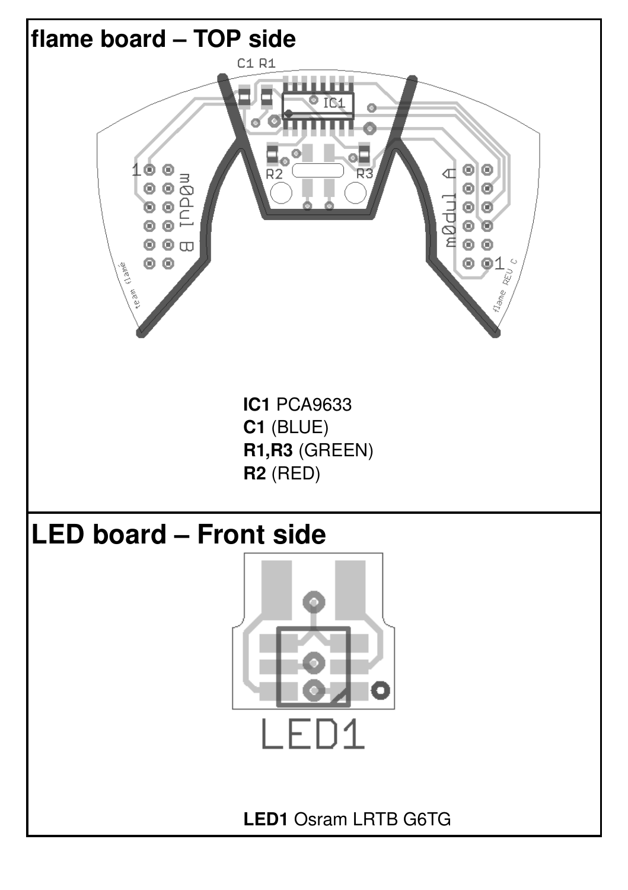## flame board – TOP side

C1 R1

IC1

R2

R3

1

m0dul B

m0dul A

1

team flame

flame REV c

**IC1** PCA9633
**C1** (BLUE)
**R1,R3** (GREEN)
**R2** (RED)

## LED board – Front side

LED1

**LED1** Osram LRTB G6TG